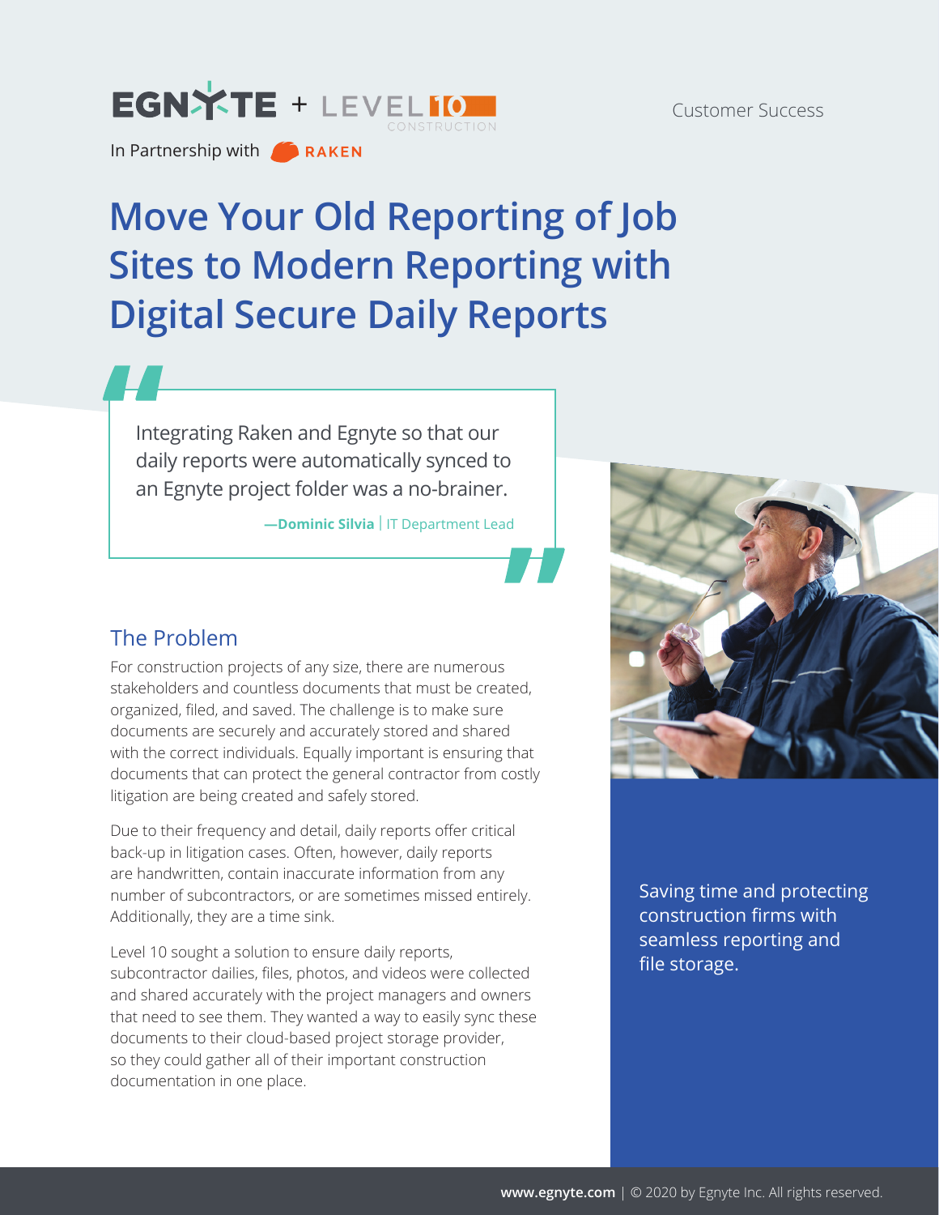EGNYTE + LEVEL 10 CONSTRUCTION

In Partnership with RAKEN

Customer Success

# Move Your Old Reporting of Job Sites to Modern Reporting with Digital Secure Daily Reports

> Integrating Raken and Egnyte so that our daily reports were automatically synced to an Egnyte project folder was a no-brainer.
>
> **—Dominic Silvia** | IT Department Lead

## The Problem

For construction projects of any size, there are numerous stakeholders and countless documents that must be created, organized, filed, and saved. The challenge is to make sure documents are securely and accurately stored and shared with the correct individuals. Equally important is ensuring that documents that can protect the general contractor from costly litigation are being created and safely stored.

Due to their frequency and detail, daily reports offer critical back-up in litigation cases. Often, however, daily reports are handwritten, contain inaccurate information from any number of subcontractors, or are sometimes missed entirely. Additionally, they are a time sink.

Level 10 sought a solution to ensure daily reports, subcontractor dailies, files, photos, and videos were collected and shared accurately with the project managers and owners that need to see them. They wanted a way to easily sync these documents to their cloud-based project storage provider, so they could gather all of their important construction documentation in one place.

Saving time and protecting construction firms with seamless reporting and file storage.

**www.egnyte.com** | © 2020 by Egnyte Inc. All rights reserved.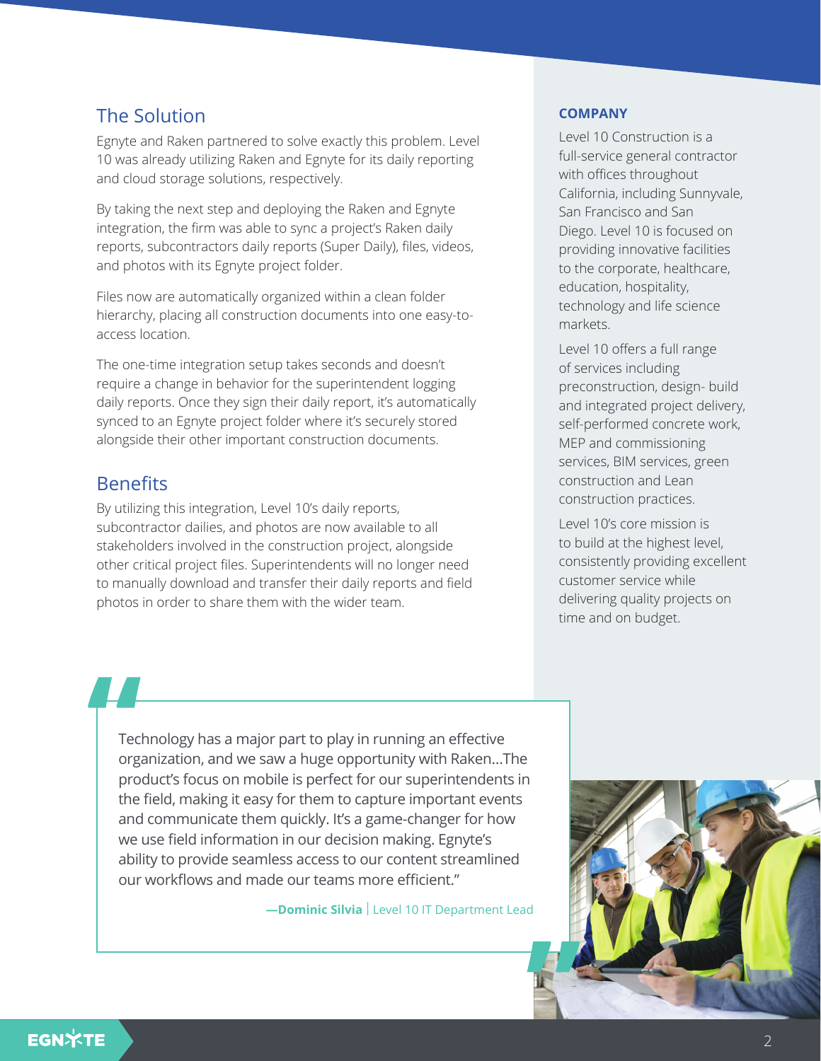## The Solution

Egnyte and Raken partnered to solve exactly this problem. Level 10 was already utilizing Raken and Egnyte for its daily reporting and cloud storage solutions, respectively.

By taking the next step and deploying the Raken and Egnyte integration, the firm was able to sync a project's Raken daily reports, subcontractors daily reports (Super Daily), files, videos, and photos with its Egnyte project folder.

Files now are automatically organized within a clean folder hierarchy, placing all construction documents into one easy-to-access location.

The one-time integration setup takes seconds and doesn't require a change in behavior for the superintendent logging daily reports. Once they sign their daily report, it's automatically synced to an Egnyte project folder where it's securely stored alongside their other important construction documents.

## Benefits

By utilizing this integration, Level 10's daily reports, subcontractor dailies, and photos are now available to all stakeholders involved in the construction project, alongside other critical project files. Superintendents will no longer need to manually download and transfer their daily reports and field photos in order to share them with the wider team.

> "Technology has a major part to play in running an effective organization, and we saw a huge opportunity with Raken...The product's focus on mobile is perfect for our superintendents in the field, making it easy for them to capture important events and communicate them quickly. It's a game-changer for how we use field information in our decision making. Egnyte's ability to provide seamless access to our content streamlined our workflows and made our teams more efficient."
>
> **—Dominic Silvia** | Level 10 IT Department Lead

**COMPANY**

Level 10 Construction is a full-service general contractor with offices throughout California, including Sunnyvale, San Francisco and San Diego. Level 10 is focused on providing innovative facilities to the corporate, healthcare, education, hospitality, technology and life science markets.

Level 10 offers a full range of services including preconstruction, design- build and integrated project delivery, self-performed concrete work, MEP and commissioning services, BIM services, green construction and Lean construction practices.

Level 10's core mission is to build at the highest level, consistently providing excellent customer service while delivering quality projects on time and on budget.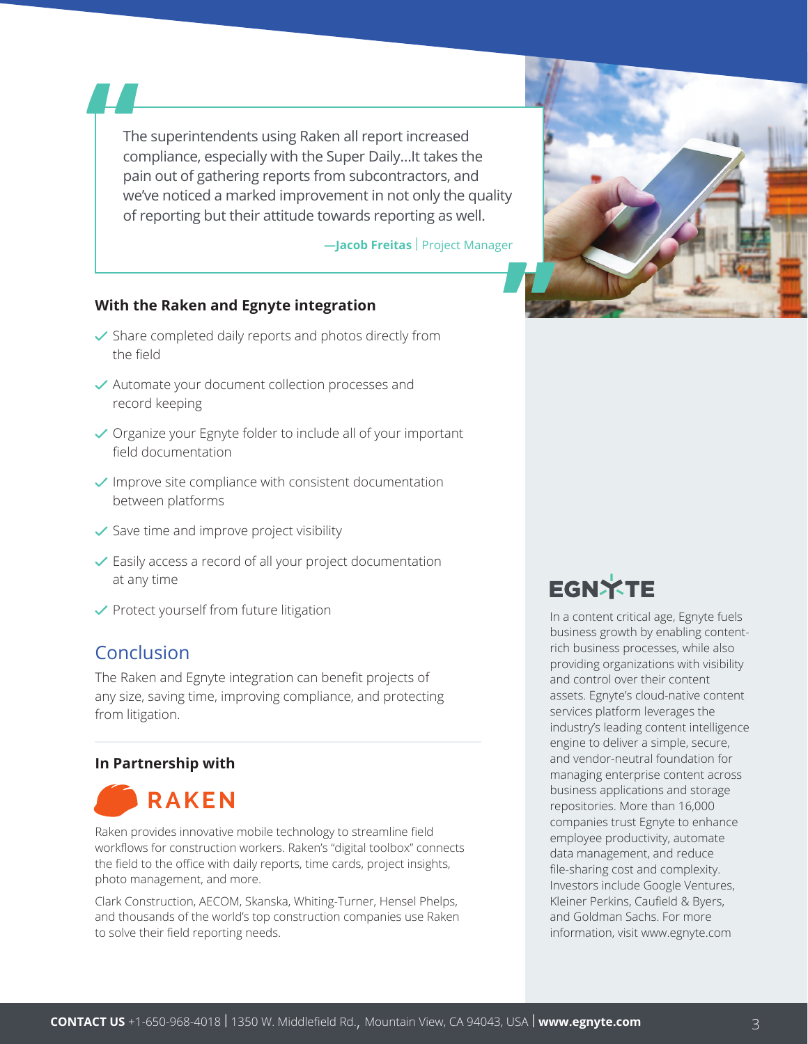> The superintendents using Raken all report increased compliance, especially with the Super Daily...It takes the pain out of gathering reports from subcontractors, and we've noticed a marked improvement in not only the quality of reporting but their attitude towards reporting as well.
>
> **—Jacob Freitas** | Project Manager

### With the Raken and Egnyte integration

- ✓ Share completed daily reports and photos directly from the field
- ✓ Automate your document collection processes and record keeping
- ✓ Organize your Egnyte folder to include all of your important field documentation
- ✓ Improve site compliance with consistent documentation between platforms
- ✓ Save time and improve project visibility
- ✓ Easily access a record of all your project documentation at any time
- ✓ Protect yourself from future litigation

## Conclusion

The Raken and Egnyte integration can benefit projects of any size, saving time, improving compliance, and protecting from litigation.

### In Partnership with

**RAKEN**

Raken provides innovative mobile technology to streamline field workflows for construction workers. Raken's "digital toolbox" connects the field to the office with daily reports, time cards, project insights, photo management, and more.

Clark Construction, AECOM, Skanska, Whiting-Turner, Hensel Phelps, and thousands of the world's top construction companies use Raken to solve their field reporting needs.

**EGNYTE**

In a content critical age, Egnyte fuels business growth by enabling content-rich business processes, while also providing organizations with visibility and control over their content assets. Egnyte's cloud-native content services platform leverages the industry's leading content intelligence engine to deliver a simple, secure, and vendor-neutral foundation for managing enterprise content across business applications and storage repositories. More than 16,000 companies trust Egnyte to enhance employee productivity, automate data management, and reduce file-sharing cost and complexity. Investors include Google Ventures, Kleiner Perkins, Caufield & Byers, and Goldman Sachs. For more information, visit www.egnyte.com

**CONTACT US** +1-650-968-4018 | 1350 W. Middlefield Rd., Mountain View, CA 94043, USA | **www.egnyte.com**